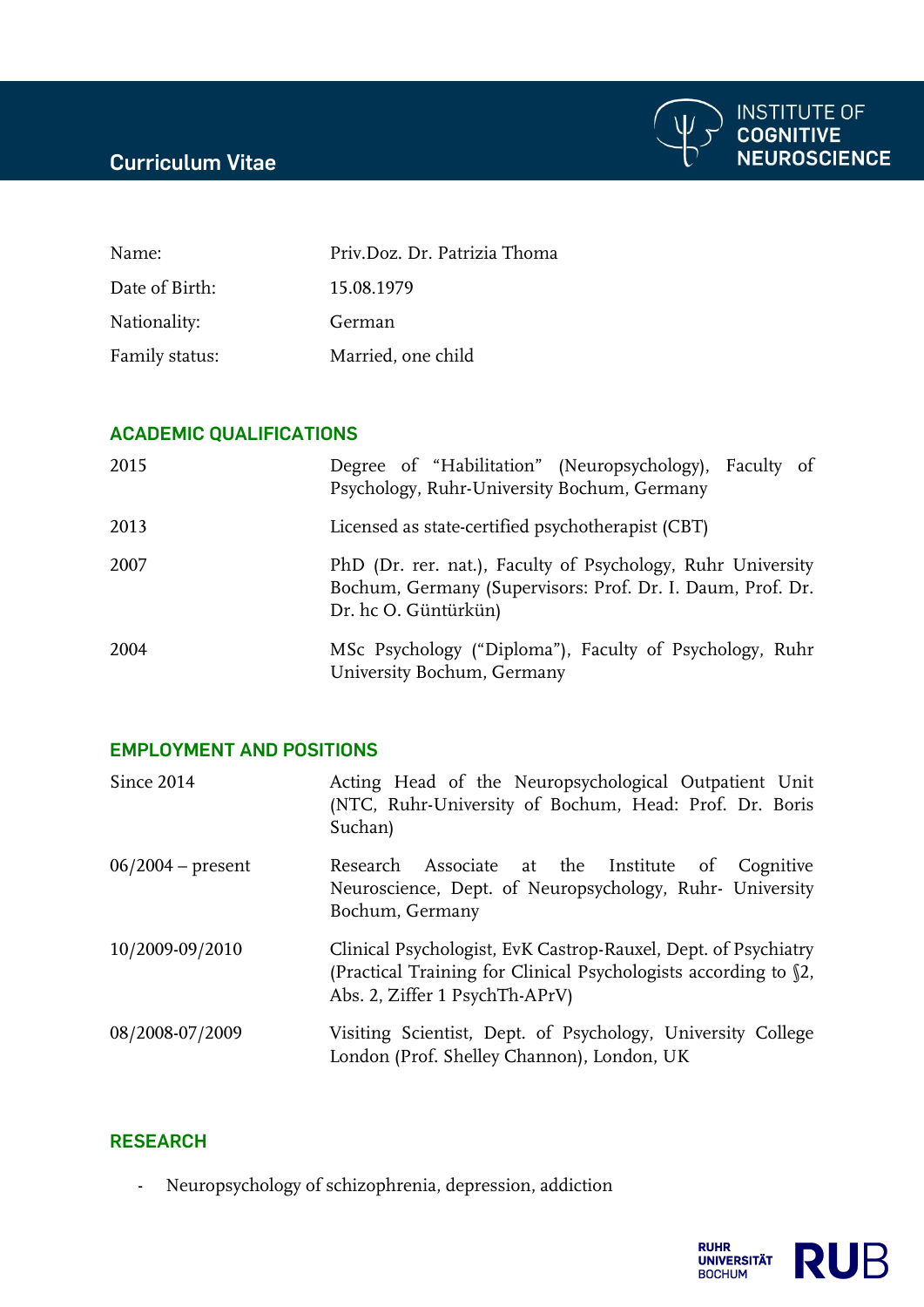# Curriculum Vitae

INSTITUTE OF COGNITIVE NEUROSCIENCE

| | |
|---|---|
| Name: | Priv.Doz. Dr. Patrizia Thoma |
| Date of Birth: | 15.08.1979 |
| Nationality: | German |
| Family status: | Married, one child |

## ACADEMIC QUALIFICATIONS

| | |
|---|---|
| 2015 | Degree of "Habilitation" (Neuropsychology), Faculty of Psychology, Ruhr-University Bochum, Germany |
| 2013 | Licensed as state-certified psychotherapist (CBT) |
| 2007 | PhD (Dr. rer. nat.), Faculty of Psychology, Ruhr University Bochum, Germany (Supervisors: Prof. Dr. I. Daum, Prof. Dr. Dr. hc O. Güntürkün) |
| 2004 | MSc Psychology ("Diploma"), Faculty of Psychology, Ruhr University Bochum, Germany |

## EMPLOYMENT AND POSITIONS

| | |
|---|---|
| Since 2014 | Acting Head of the Neuropsychological Outpatient Unit (NTC, Ruhr-University of Bochum, Head: Prof. Dr. Boris Suchan) |
| 06/2004 – present | Research Associate at the Institute of Cognitive Neuroscience, Dept. of Neuropsychology, Ruhr- University Bochum, Germany |
| 10/2009-09/2010 | Clinical Psychologist, EvK Castrop-Rauxel, Dept. of Psychiatry (Practical Training for Clinical Psychologists according to §2, Abs. 2, Ziffer 1 PsychTh-APrV) |
| 08/2008-07/2009 | Visiting Scientist, Dept. of Psychology, University College London (Prof. Shelley Channon), London, UK |

## RESEARCH

- Neuropsychology of schizophrenia, depression, addiction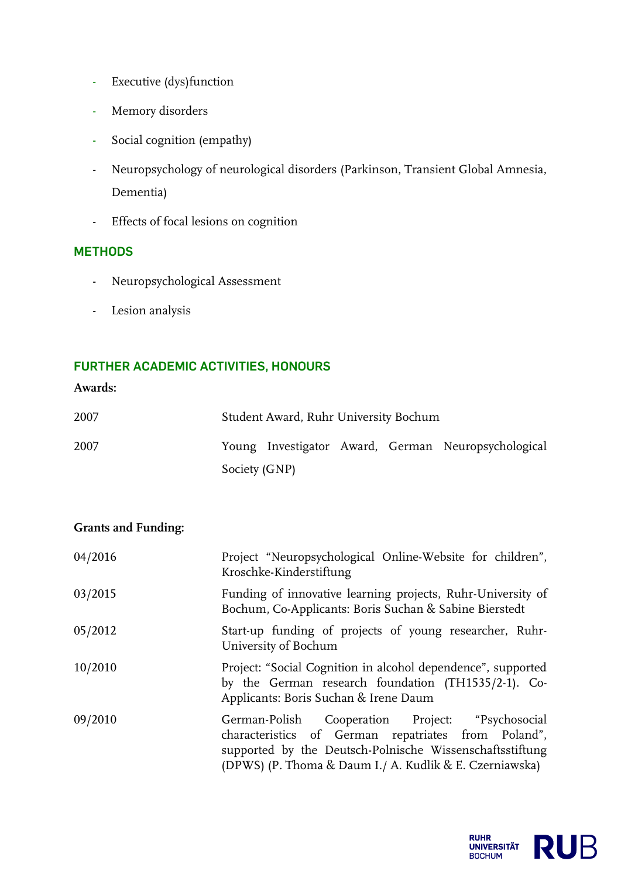- Executive (dys)function
- Memory disorders
- Social cognition (empathy)
- Neuropsychology of neurological disorders (Parkinson, Transient Global Amnesia, Dementia)
- Effects of focal lesions on cognition

## METHODS

- Neuropsychological Assessment
- Lesion analysis

## FURTHER ACADEMIC ACTIVITIES, HONOURS

**Awards:**

| | |
|---|---|
| 2007 | Student Award, Ruhr University Bochum |
| 2007 | Young Investigator Award, German Neuropsychological Society (GNP) |

**Grants and Funding:**

| | |
|---|---|
| 04/2016 | Project "Neuropsychological Online-Website for children", Kroschke-Kinderstiftung |
| 03/2015 | Funding of innovative learning projects, Ruhr-University of Bochum, Co-Applicants: Boris Suchan & Sabine Bierstedt |
| 05/2012 | Start-up funding of projects of young researcher, Ruhr-University of Bochum |
| 10/2010 | Project: "Social Cognition in alcohol dependence", supported by the German research foundation (TH1535/2-1). Co-Applicants: Boris Suchan & Irene Daum |
| 09/2010 | German-Polish Cooperation Project: "Psychosocial characteristics of German repatriates from Poland", supported by the Deutsch-Polnische Wissenschaftsstiftung (DPWS) (P. Thoma & Daum I./ A. Kudlik & E. Czerniawska) |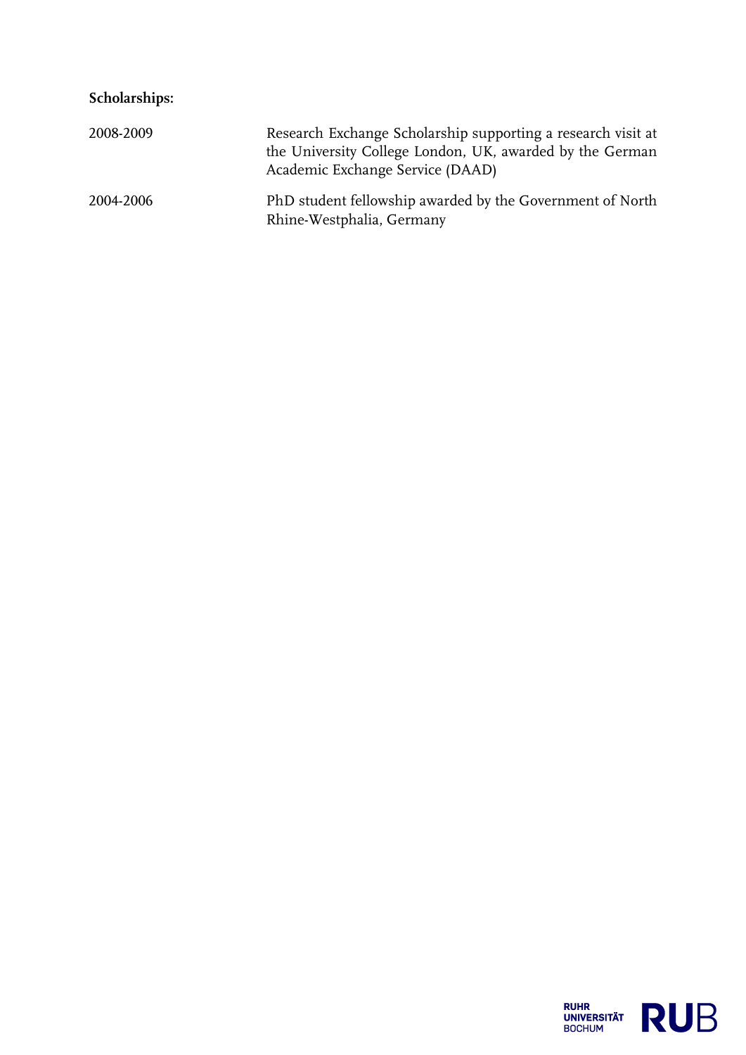**Scholarships:**

| | |
|---|---|
| 2008-2009 | Research Exchange Scholarship supporting a research visit at the University College London, UK, awarded by the German Academic Exchange Service (DAAD) |
| 2004-2006 | PhD student fellowship awarded by the Government of North Rhine-Westphalia, Germany |